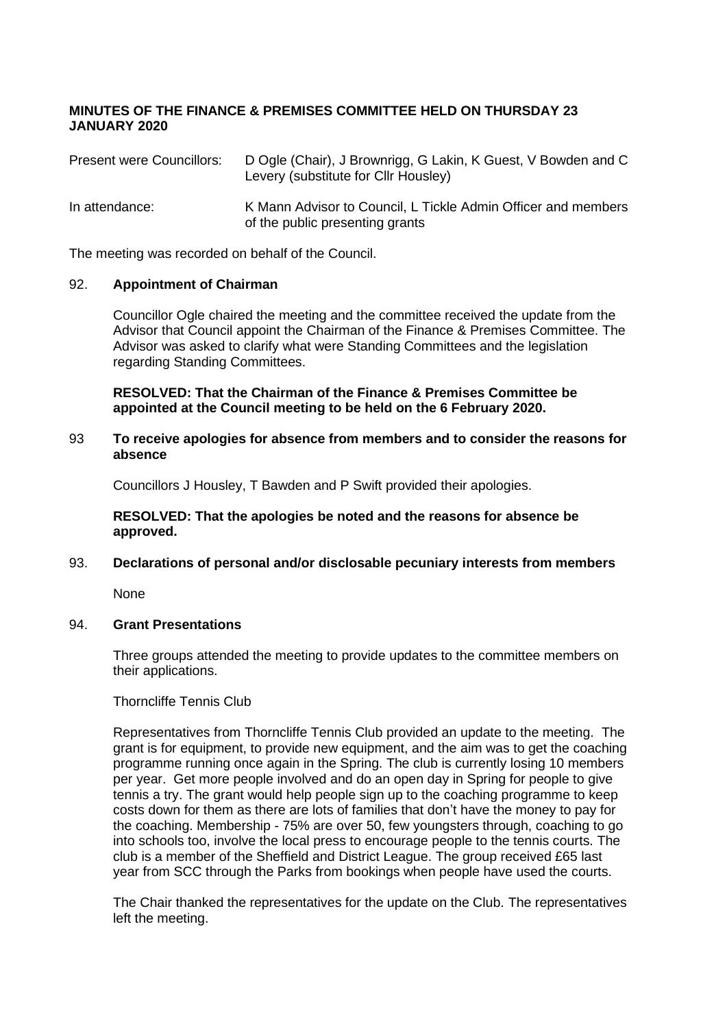**MINUTES OF THE FINANCE & PREMISES COMMITTEE HELD ON THURSDAY 23 JANUARY 2020**

| | |
|---|---|
| Present were Councillors: | D Ogle (Chair), J Brownrigg, G Lakin, K Guest, V Bowden and C Levery (substitute for Cllr Housley) |
| In attendance: | K Mann Advisor to Council, L Tickle Admin Officer and members of the public presenting grants |

The meeting was recorded on behalf of the Council.

92. **Appointment of Chairman**

Councillor Ogle chaired the meeting and the committee received the update from the Advisor that Council appoint the Chairman of the Finance & Premises Committee. The Advisor was asked to clarify what were Standing Committees and the legislation regarding Standing Committees.

**RESOLVED: That the Chairman of the Finance & Premises Committee be appointed at the Council meeting to be held on the 6 February 2020.**

93 **To receive apologies for absence from members and to consider the reasons for absence**

Councillors J Housley, T Bawden and P Swift provided their apologies.

**RESOLVED: That the apologies be noted and the reasons for absence be approved.**

93. **Declarations of personal and/or disclosable pecuniary interests from members**

None

94. **Grant Presentations**

Three groups attended the meeting to provide updates to the committee members on their applications.

Thorncliffe Tennis Club

Representatives from Thorncliffe Tennis Club provided an update to the meeting. The grant is for equipment, to provide new equipment, and the aim was to get the coaching programme running once again in the Spring. The club is currently losing 10 members per year. Get more people involved and do an open day in Spring for people to give tennis a try. The grant would help people sign up to the coaching programme to keep costs down for them as there are lots of families that don't have the money to pay for the coaching. Membership - 75% are over 50, few youngsters through, coaching to go into schools too, involve the local press to encourage people to the tennis courts. The club is a member of the Sheffield and District League. The group received £65 last year from SCC through the Parks from bookings when people have used the courts.

The Chair thanked the representatives for the update on the Club. The representatives left the meeting.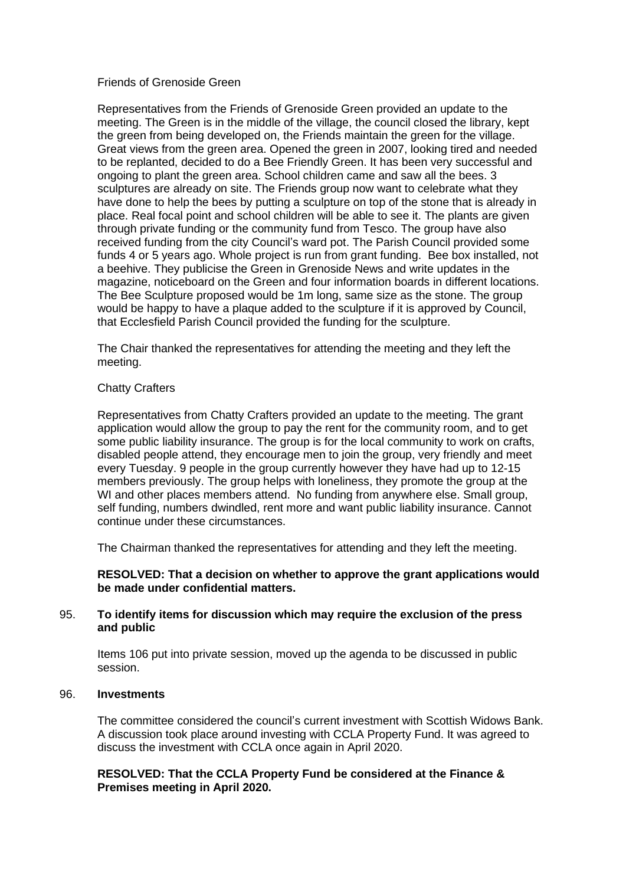Friends of Grenoside Green

Representatives from the Friends of Grenoside Green provided an update to the meeting. The Green is in the middle of the village, the council closed the library, kept the green from being developed on, the Friends maintain the green for the village. Great views from the green area. Opened the green in 2007, looking tired and needed to be replanted, decided to do a Bee Friendly Green. It has been very successful and ongoing to plant the green area. School children came and saw all the bees. 3 sculptures are already on site. The Friends group now want to celebrate what they have done to help the bees by putting a sculpture on top of the stone that is already in place. Real focal point and school children will be able to see it. The plants are given through private funding or the community fund from Tesco. The group have also received funding from the city Council's ward pot. The Parish Council provided some funds 4 or 5 years ago. Whole project is run from grant funding. Bee box installed, not a beehive. They publicise the Green in Grenoside News and write updates in the magazine, noticeboard on the Green and four information boards in different locations. The Bee Sculpture proposed would be 1m long, same size as the stone. The group would be happy to have a plaque added to the sculpture if it is approved by Council, that Ecclesfield Parish Council provided the funding for the sculpture.

The Chair thanked the representatives for attending the meeting and they left the meeting.

Chatty Crafters

Representatives from Chatty Crafters provided an update to the meeting. The grant application would allow the group to pay the rent for the community room, and to get some public liability insurance. The group is for the local community to work on crafts, disabled people attend, they encourage men to join the group, very friendly and meet every Tuesday. 9 people in the group currently however they have had up to 12-15 members previously. The group helps with loneliness, they promote the group at the WI and other places members attend. No funding from anywhere else. Small group, self funding, numbers dwindled, rent more and want public liability insurance. Cannot continue under these circumstances.

The Chairman thanked the representatives for attending and they left the meeting.

**RESOLVED: That a decision on whether to approve the grant applications would be made under confidential matters.**

95. **To identify items for discussion which may require the exclusion of the press and public**

Items 106 put into private session, moved up the agenda to be discussed in public session.

96. **Investments**

The committee considered the council's current investment with Scottish Widows Bank. A discussion took place around investing with CCLA Property Fund. It was agreed to discuss the investment with CCLA once again in April 2020.

**RESOLVED: That the CCLA Property Fund be considered at the Finance & Premises meeting in April 2020.**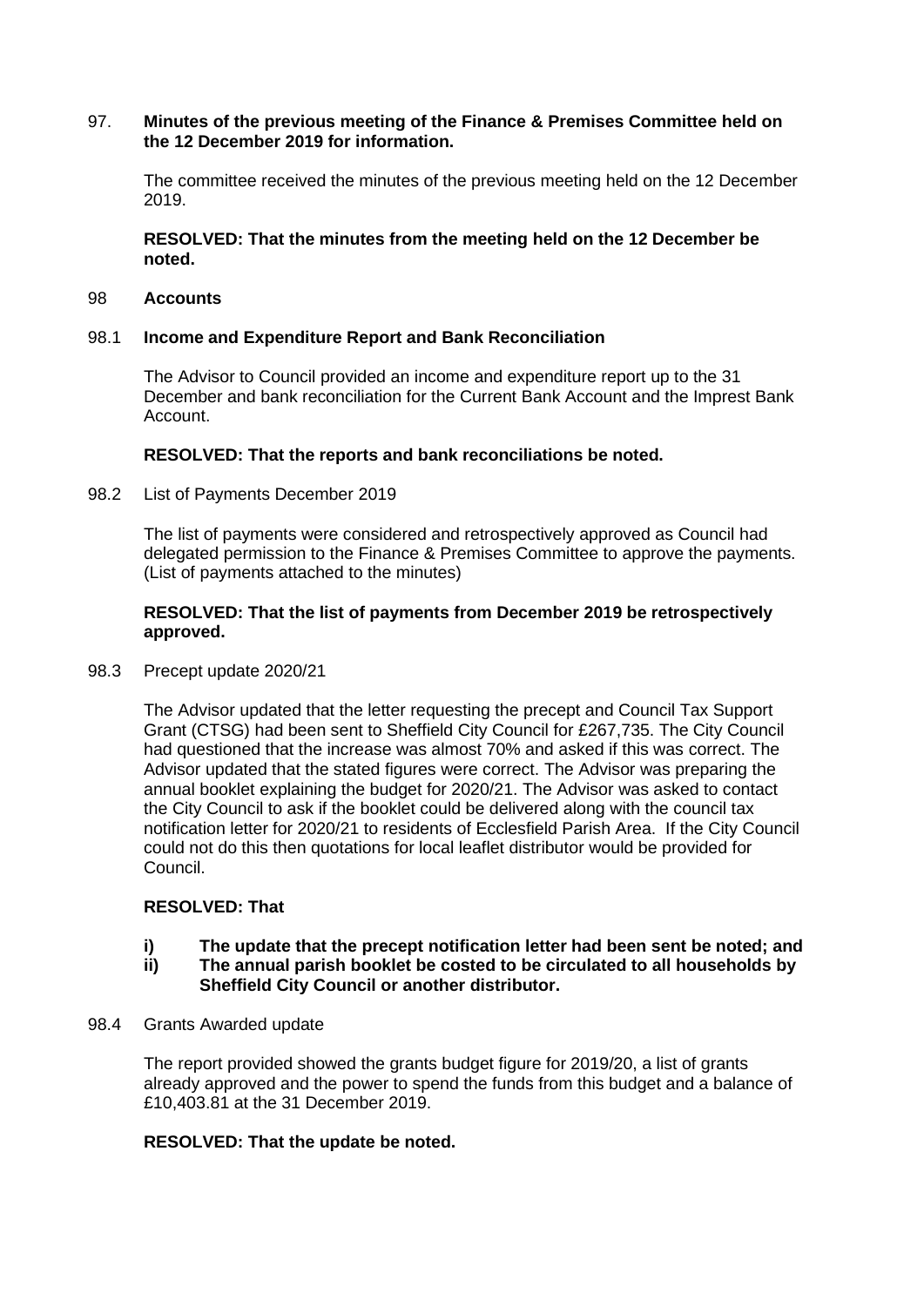97. **Minutes of the previous meeting of the Finance & Premises Committee held on the 12 December 2019 for information.**

The committee received the minutes of the previous meeting held on the 12 December 2019.

**RESOLVED: That the minutes from the meeting held on the 12 December be noted.**

98 **Accounts**

98.1 **Income and Expenditure Report and Bank Reconciliation**

The Advisor to Council provided an income and expenditure report up to the 31 December and bank reconciliation for the Current Bank Account and the Imprest Bank Account.

**RESOLVED: That the reports and bank reconciliations be noted.**

98.2 List of Payments December 2019

The list of payments were considered and retrospectively approved as Council had delegated permission to the Finance & Premises Committee to approve the payments. (List of payments attached to the minutes)

**RESOLVED: That the list of payments from December 2019 be retrospectively approved.**

98.3 Precept update 2020/21

The Advisor updated that the letter requesting the precept and Council Tax Support Grant (CTSG) had been sent to Sheffield City Council for £267,735. The City Council had questioned that the increase was almost 70% and asked if this was correct. The Advisor updated that the stated figures were correct. The Advisor was preparing the annual booklet explaining the budget for 2020/21. The Advisor was asked to contact the City Council to ask if the booklet could be delivered along with the council tax notification letter for 2020/21 to residents of Ecclesfield Parish Area. If the City Council could not do this then quotations for local leaflet distributor would be provided for Council.

**RESOLVED: That**

**i) The update that the precept notification letter had been sent be noted; and**

**ii) The annual parish booklet be costed to be circulated to all households by Sheffield City Council or another distributor.**

98.4 Grants Awarded update

The report provided showed the grants budget figure for 2019/20, a list of grants already approved and the power to spend the funds from this budget and a balance of £10,403.81 at the 31 December 2019.

**RESOLVED: That the update be noted.**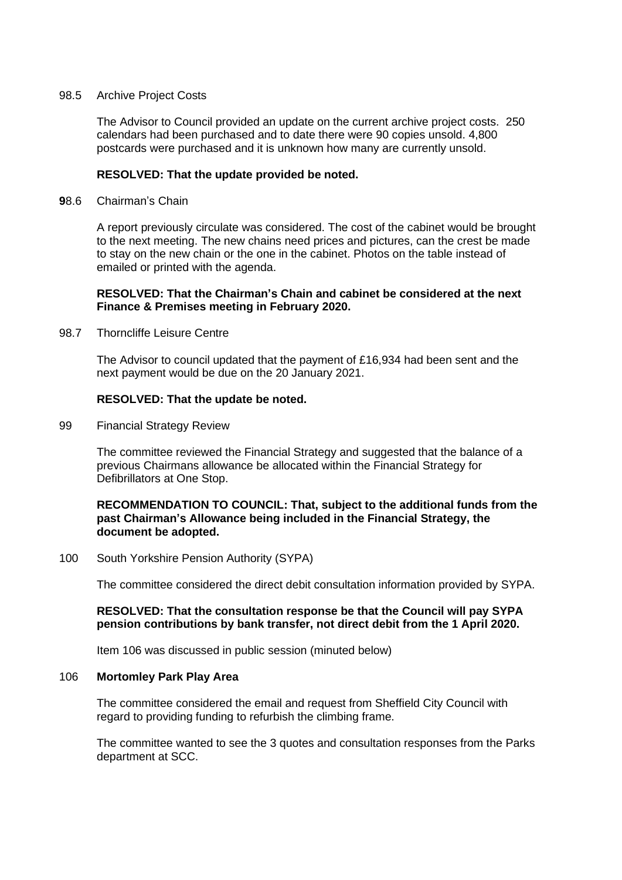98.5 Archive Project Costs

The Advisor to Council provided an update on the current archive project costs. 250 calendars had been purchased and to date there were 90 copies unsold. 4,800 postcards were purchased and it is unknown how many are currently unsold.

**RESOLVED: That the update provided be noted.**

**9**8.6 Chairman's Chain

A report previously circulate was considered. The cost of the cabinet would be brought to the next meeting. The new chains need prices and pictures, can the crest be made to stay on the new chain or the one in the cabinet. Photos on the table instead of emailed or printed with the agenda.

**RESOLVED: That the Chairman's Chain and cabinet be considered at the next Finance & Premises meeting in February 2020.**

98.7 Thorncliffe Leisure Centre

The Advisor to council updated that the payment of £16,934 had been sent and the next payment would be due on the 20 January 2021.

**RESOLVED: That the update be noted.**

99 Financial Strategy Review

The committee reviewed the Financial Strategy and suggested that the balance of a previous Chairmans allowance be allocated within the Financial Strategy for Defibrillators at One Stop.

**RECOMMENDATION TO COUNCIL: That, subject to the additional funds from the past Chairman's Allowance being included in the Financial Strategy, the document be adopted.**

100 South Yorkshire Pension Authority (SYPA)

The committee considered the direct debit consultation information provided by SYPA.

**RESOLVED: That the consultation response be that the Council will pay SYPA pension contributions by bank transfer, not direct debit from the 1 April 2020.**

Item 106 was discussed in public session (minuted below)

106 **Mortomley Park Play Area**

The committee considered the email and request from Sheffield City Council with regard to providing funding to refurbish the climbing frame.

The committee wanted to see the 3 quotes and consultation responses from the Parks department at SCC.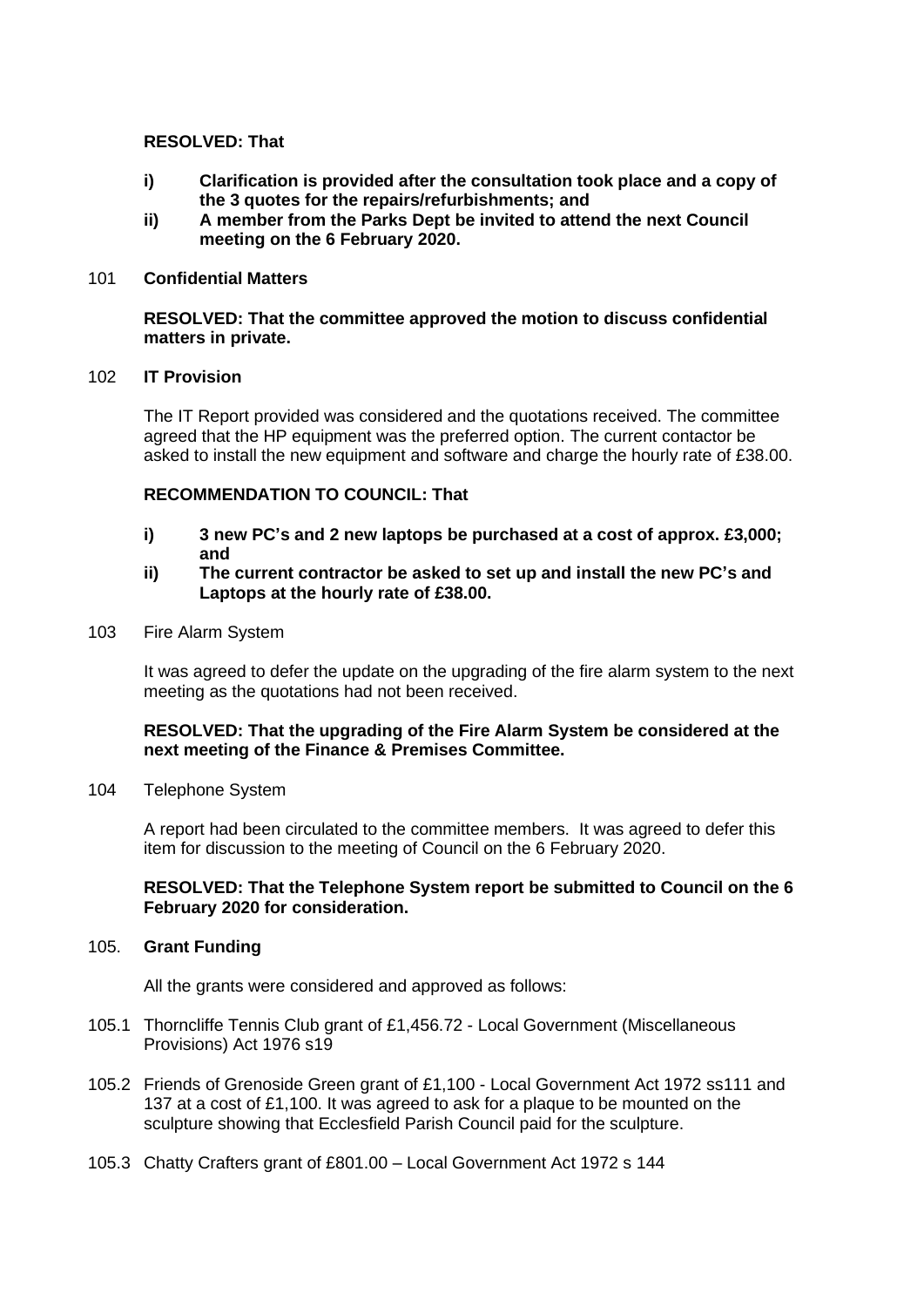**RESOLVED: That**

- **i) Clarification is provided after the consultation took place and a copy of the 3 quotes for the repairs/refurbishments; and**
- **ii) A member from the Parks Dept be invited to attend the next Council meeting on the 6 February 2020.**

101 **Confidential Matters**

**RESOLVED: That the committee approved the motion to discuss confidential matters in private.**

102 **IT Provision**

The IT Report provided was considered and the quotations received. The committee agreed that the HP equipment was the preferred option. The current contactor be asked to install the new equipment and software and charge the hourly rate of £38.00.

**RECOMMENDATION TO COUNCIL: That**

- **i) 3 new PC's and 2 new laptops be purchased at a cost of approx. £3,000; and**
- **ii) The current contractor be asked to set up and install the new PC's and Laptops at the hourly rate of £38.00.**

103 Fire Alarm System

It was agreed to defer the update on the upgrading of the fire alarm system to the next meeting as the quotations had not been received.

**RESOLVED: That the upgrading of the Fire Alarm System be considered at the next meeting of the Finance & Premises Committee.**

104 Telephone System

A report had been circulated to the committee members. It was agreed to defer this item for discussion to the meeting of Council on the 6 February 2020.

**RESOLVED: That the Telephone System report be submitted to Council on the 6 February 2020 for consideration.**

105. **Grant Funding**

All the grants were considered and approved as follows:

105.1 Thorncliffe Tennis Club grant of £1,456.72 - Local Government (Miscellaneous Provisions) Act 1976 s19

105.2 Friends of Grenoside Green grant of £1,100 - Local Government Act 1972 ss111 and 137 at a cost of £1,100. It was agreed to ask for a plaque to be mounted on the sculpture showing that Ecclesfield Parish Council paid for the sculpture.

105.3 Chatty Crafters grant of £801.00 – Local Government Act 1972 s 144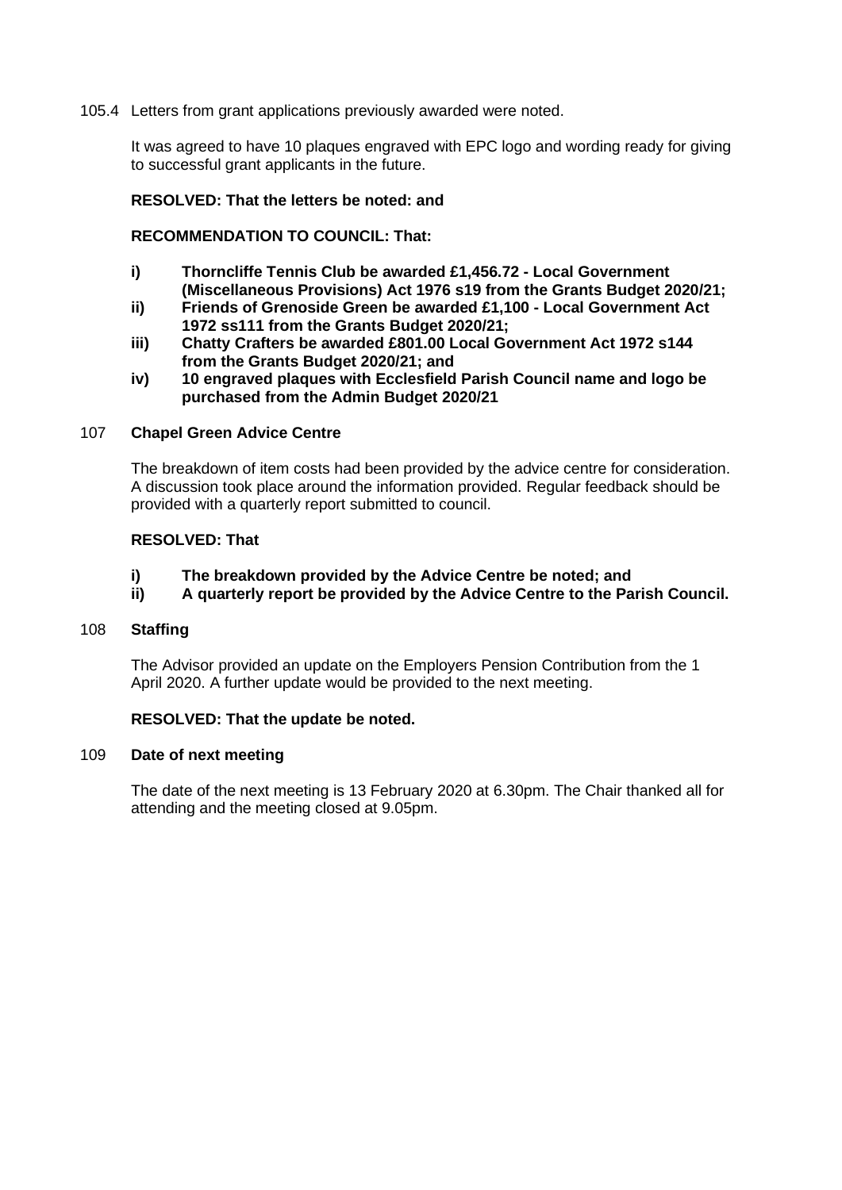105.4 Letters from grant applications previously awarded were noted.

It was agreed to have 10 plaques engraved with EPC logo and wording ready for giving to successful grant applicants in the future.

**RESOLVED: That the letters be noted: and**

**RECOMMENDATION TO COUNCIL: That:**

- **i) Thorncliffe Tennis Club be awarded £1,456.72 - Local Government (Miscellaneous Provisions) Act 1976 s19 from the Grants Budget 2020/21;**
- **ii) Friends of Grenoside Green be awarded £1,100 - Local Government Act 1972 ss111 from the Grants Budget 2020/21;**
- **iii) Chatty Crafters be awarded £801.00 Local Government Act 1972 s144 from the Grants Budget 2020/21; and**
- **iv) 10 engraved plaques with Ecclesfield Parish Council name and logo be purchased from the Admin Budget 2020/21**

## 107 Chapel Green Advice Centre

The breakdown of item costs had been provided by the advice centre for consideration. A discussion took place around the information provided. Regular feedback should be provided with a quarterly report submitted to council.

**RESOLVED: That**

- **i) The breakdown provided by the Advice Centre be noted; and**
- **ii) A quarterly report be provided by the Advice Centre to the Parish Council.**

## 108 Staffing

The Advisor provided an update on the Employers Pension Contribution from the 1 April 2020. A further update would be provided to the next meeting.

**RESOLVED: That the update be noted.**

## 109 Date of next meeting

The date of the next meeting is 13 February 2020 at 6.30pm. The Chair thanked all for attending and the meeting closed at 9.05pm.